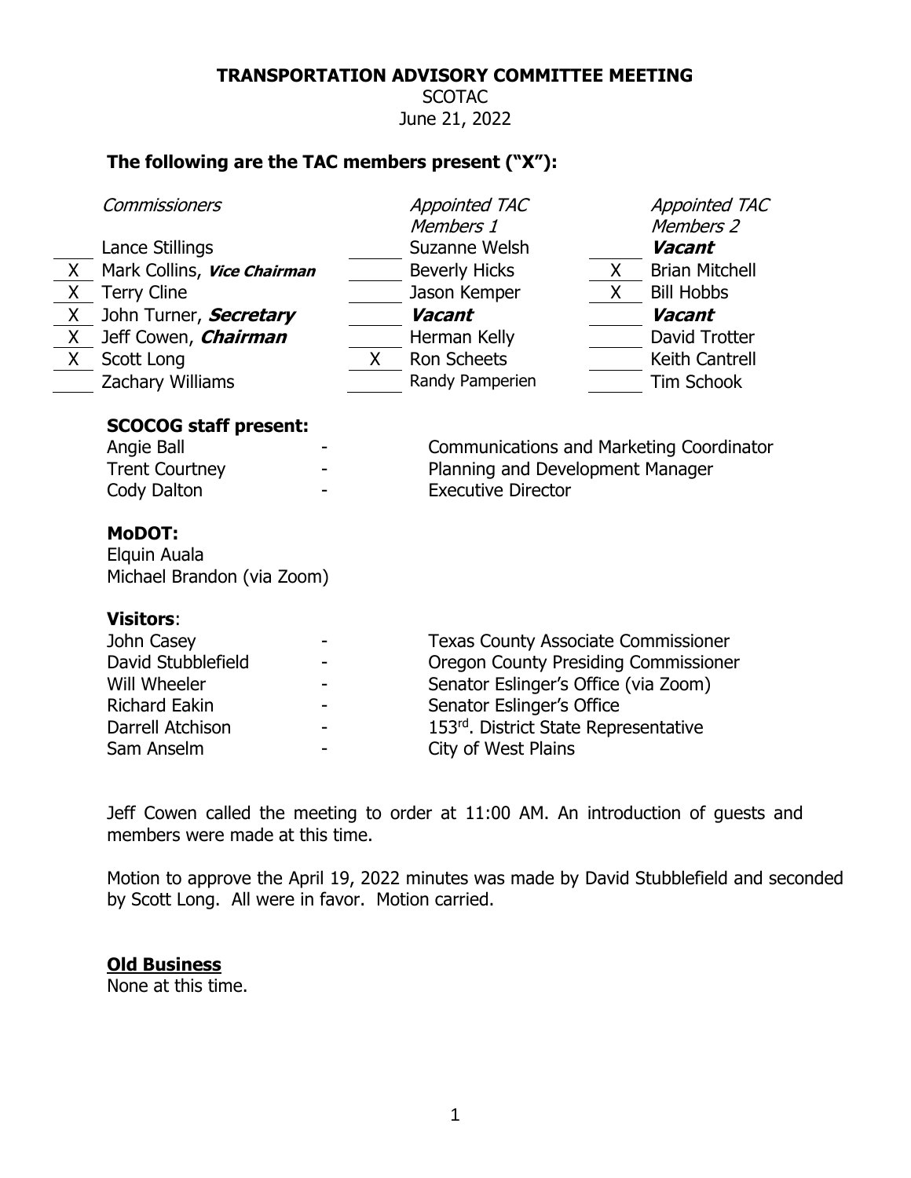# TRANSPORTATION ADVISORY COMMITTEE MEETING

SCOTAC

June 21, 2022

**The following are the TAC members present ("X"):**

| | *Commissioners* | | *Appointed TAC Members 1* | | *Appointed TAC Members 2* |
|---|---|---|---|---|---|
| | Lance Stillings | | Suzanne Welsh | | ***Vacant*** |
| X | Mark Collins, ***Vice Chairman*** | | Beverly Hicks | X | Brian Mitchell |
| X | Terry Cline | | Jason Kemper | X | Bill Hobbs |
| X | John Turner, ***Secretary*** | | ***Vacant*** | | ***Vacant*** |
| X | Jeff Cowen, ***Chairman*** | | Herman Kelly | | David Trotter |
| X | Scott Long | X | Ron Scheets | | Keith Cantrell |
| | Zachary Williams | | Randy Pamperien | | Tim Schook |

**SCOCOG staff present:**

Angie Ball - Communications and Marketing Coordinator
Trent Courtney - Planning and Development Manager
Cody Dalton - Executive Director

**MoDOT:**

Elquin Auala
Michael Brandon (via Zoom)

**Visitors**:

John Casey - Texas County Associate Commissioner
David Stubblefield - Oregon County Presiding Commissioner
Will Wheeler - Senator Eslinger's Office (via Zoom)
Richard Eakin - Senator Eslinger's Office
Darrell Atchison - 153rd. District State Representative
Sam Anselm - City of West Plains

Jeff Cowen called the meeting to order at 11:00 AM. An introduction of guests and members were made at this time.

Motion to approve the April 19, 2022 minutes was made by David Stubblefield and seconded by Scott Long. All were in favor. Motion carried.

## Old Business

None at this time.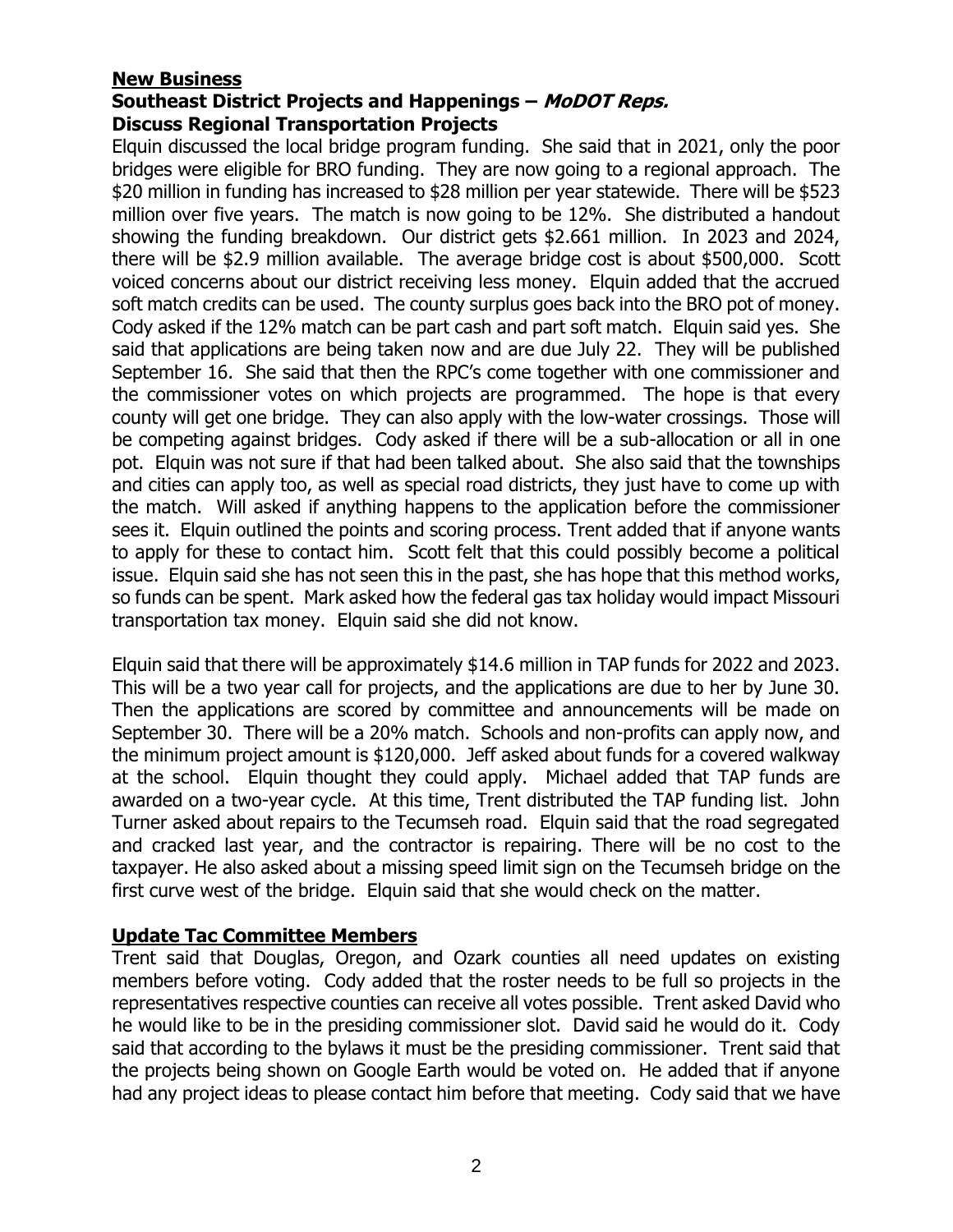## **New Business**

### Southeast District Projects and Happenings – *MoDOT Reps.*

### Discuss Regional Transportation Projects

Elquin discussed the local bridge program funding. She said that in 2021, only the poor bridges were eligible for BRO funding. They are now going to a regional approach. The $20 million in funding has increased to $28 million per year statewide. There will be $523 million over five years. The match is now going to be 12%. She distributed a handout showing the funding breakdown. Our district gets $2.661 million. In 2023 and 2024, there will be $2.9 million available. The average bridge cost is about $500,000. Scott voiced concerns about our district receiving less money. Elquin added that the accrued soft match credits can be used. The county surplus goes back into the BRO pot of money. Cody asked if the 12% match can be part cash and part soft match. Elquin said yes. She said that applications are being taken now and are due July 22. They will be published September 16. She said that then the RPC's come together with one commissioner and the commissioner votes on which projects are programmed. The hope is that every county will get one bridge. They can also apply with the low-water crossings. Those will be competing against bridges. Cody asked if there will be a sub-allocation or all in one pot. Elquin was not sure if that had been talked about. She also said that the townships and cities can apply too, as well as special road districts, they just have to come up with the match. Will asked if anything happens to the application before the commissioner sees it. Elquin outlined the points and scoring process. Trent added that if anyone wants to apply for these to contact him. Scott felt that this could possibly become a political issue. Elquin said she has not seen this in the past, she has hope that this method works, so funds can be spent. Mark asked how the federal gas tax holiday would impact Missouri transportation tax money. Elquin said she did not know.

Elquin said that there will be approximately $14.6 million in TAP funds for 2022 and 2023. This will be a two year call for projects, and the applications are due to her by June 30. Then the applications are scored by committee and announcements will be made on September 30. There will be a 20% match. Schools and non-profits can apply now, and the minimum project amount is $120,000. Jeff asked about funds for a covered walkway at the school. Elquin thought they could apply. Michael added that TAP funds are awarded on a two-year cycle. At this time, Trent distributed the TAP funding list. John Turner asked about repairs to the Tecumseh road. Elquin said that the road segregated and cracked last year, and the contractor is repairing. There will be no cost to the taxpayer. He also asked about a missing speed limit sign on the Tecumseh bridge on the first curve west of the bridge. Elquin said that she would check on the matter.

## **Update Tac Committee Members**

Trent said that Douglas, Oregon, and Ozark counties all need updates on existing members before voting. Cody added that the roster needs to be full so projects in the representatives respective counties can receive all votes possible. Trent asked David who he would like to be in the presiding commissioner slot. David said he would do it. Cody said that according to the bylaws it must be the presiding commissioner. Trent said that the projects being shown on Google Earth would be voted on. He added that if anyone had any project ideas to please contact him before that meeting. Cody said that we have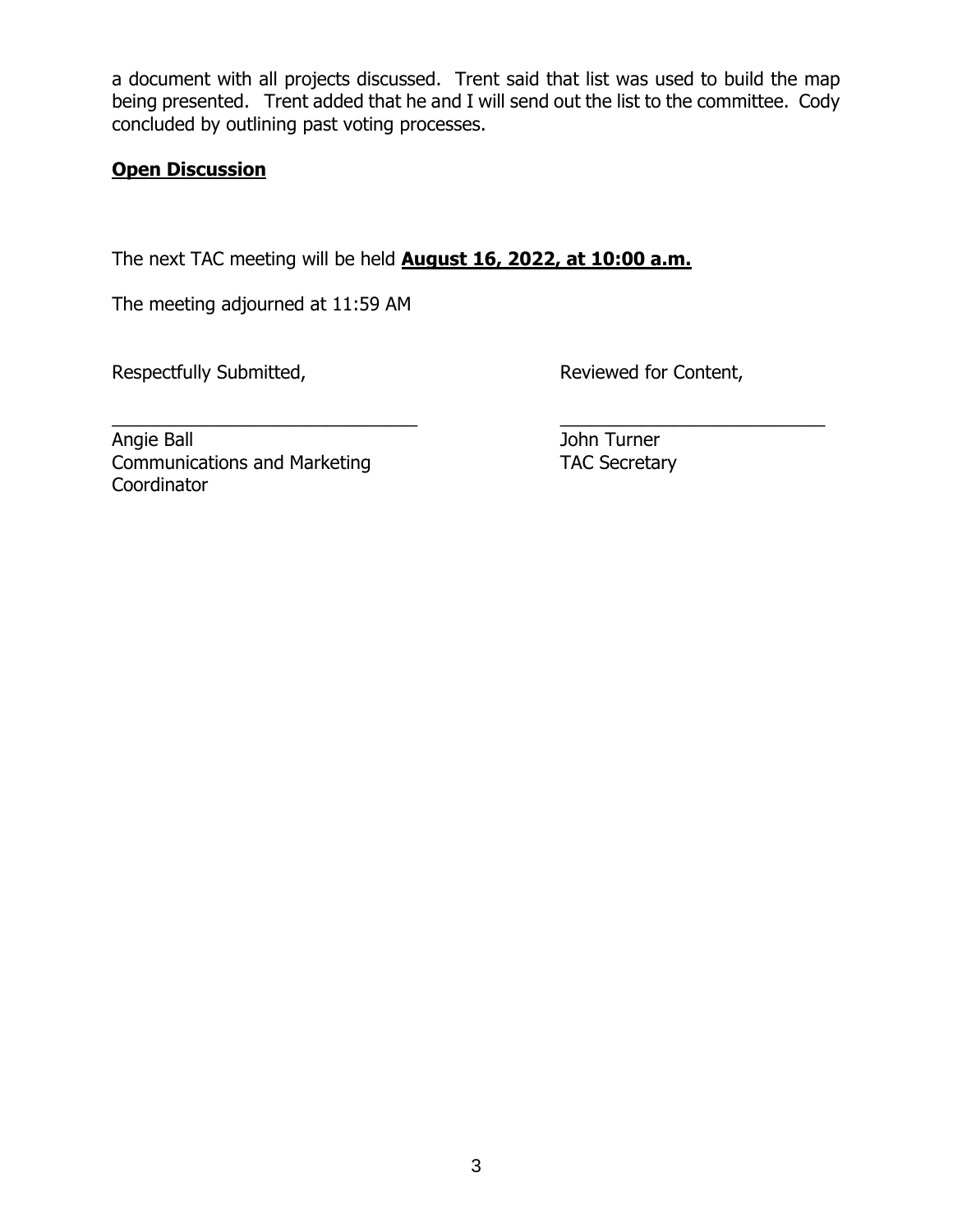a document with all projects discussed. Trent said that list was used to build the map being presented. Trent added that he and I will send out the list to the committee. Cody concluded by outlining past voting processes.

## **Open Discussion**

The next TAC meeting will be held **August 16, 2022, at 10:00 a.m.**

The meeting adjourned at 11:59 AM

| | |
|---|---|
| Respectfully Submitted, | Reviewed for Content, |
| _______________________________ | ___________________________ |
| Angie Ball<br>Communications and Marketing Coordinator | John Turner<br>TAC Secretary |